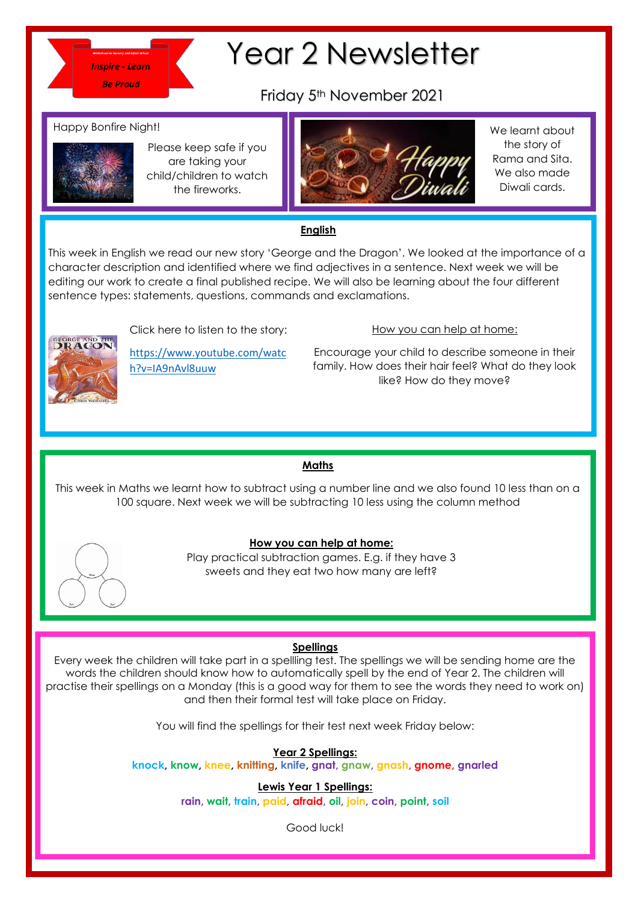Inspire - Learn
Be Proud

# Year 2 Newsletter

Friday 5th November 2021

Happy Bonfire Night!

Please keep safe if you are taking your child/children to watch the fireworks.

We learnt about the story of Rama and Sita. We also made Diwali cards.

## English

This week in English we read our new story 'George and the Dragon'. We looked at the importance of a character description and identified where we find adjectives in a sentence. Next week we will be editing our work to create a final published recipe. We will also be learning about the four different sentence types: statements, questions, commands and exclamations.

Click here to listen to the story:

https://www.youtube.com/watch?v=IA9nAvl8uuw

How you can help at home:

Encourage your child to describe someone in their family. How does their hair feel? What do they look like? How do they move?

## Maths

This week in Maths we learnt how to subtract using a number line and we also found 10 less than on a 100 square. Next week we will be subtracting 10 less using the column method

**How you can help at home:**

Play practical subtraction games. E.g. if they have 3 sweets and they eat two how many are left?

## Spellings

Every week the children will take part in a spellling test. The spellings we will be sending home are the words the children should know how to automatically spell by the end of Year 2. The children will practise their spellings on a Monday (this is a good way for them to see the words they need to work on) and then their formal test will take place on Friday.

You will find the spellings for their test next week Friday below:

**Year 2 Spellings:**

**knock, know, knee, knitting, knife, gnat, gnaw, gnash, gnome, gnarled**

**Lewis Year 1 Spellings:**

**rain, wait, train, paid, afraid, oil, join, coin, point, soil**

Good luck!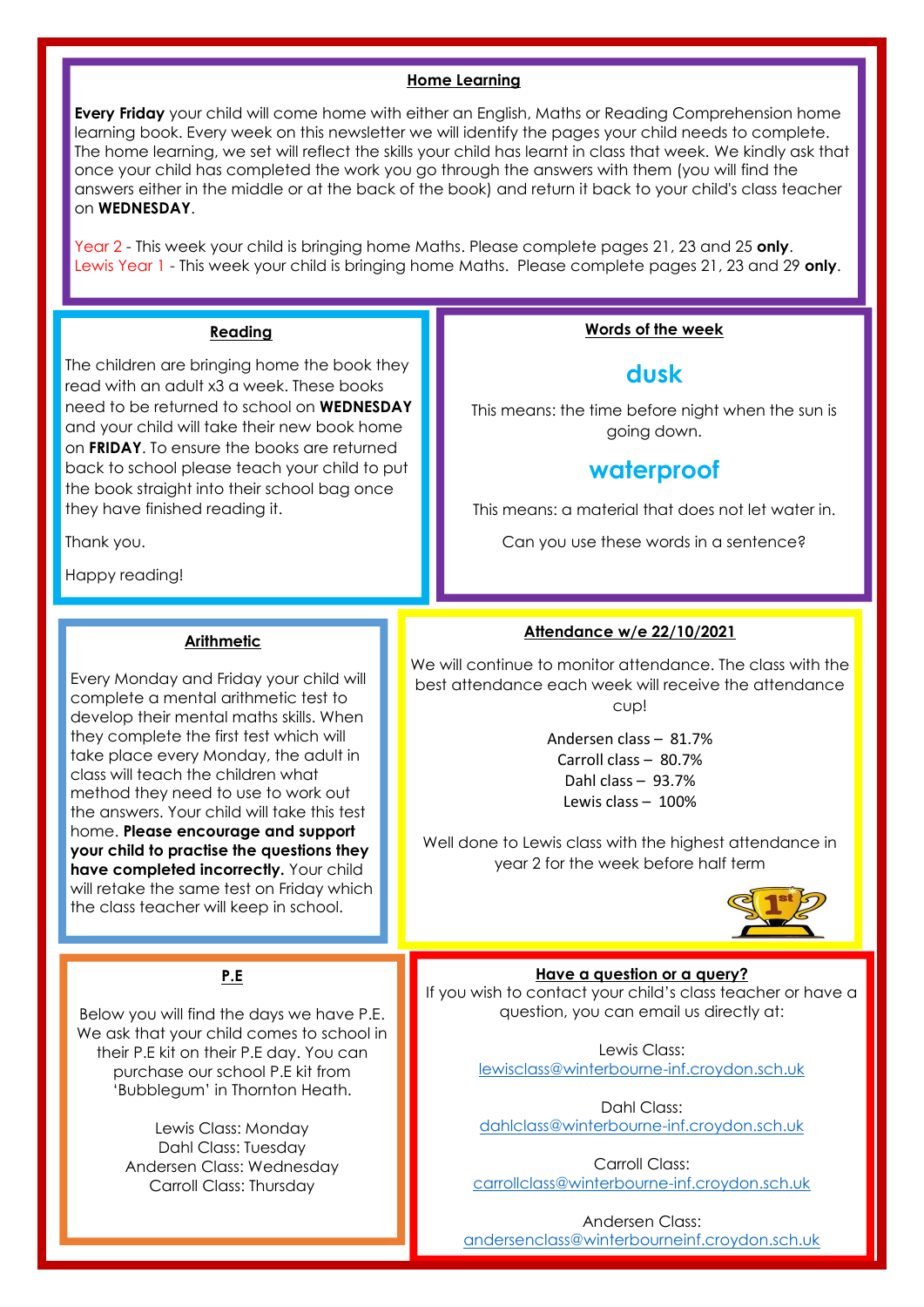## Home Learning

**Every Friday** your child will come home with either an English, Maths or Reading Comprehension home learning book. Every week on this newsletter we will identify the pages your child needs to complete. The home learning, we set will reflect the skills your child has learnt in class that week. We kindly ask that once your child has completed the work you go through the answers with them (you will find the answers either in the middle or at the back of the book) and return it back to your child's class teacher on **WEDNESDAY**.

Year 2 - This week your child is bringing home Maths. Please complete pages 21, 23 and 25 **only**.
Lewis Year 1 - This week your child is bringing home Maths. Please complete pages 21, 23 and 29 **only**.

## Reading

The children are bringing home the book they read with an adult x3 a week. These books need to be returned to school on **WEDNESDAY** and your child will take their new book home on **FRIDAY**. To ensure the books are returned back to school please teach your child to put the book straight into their school bag once they have finished reading it.

Thank you.

Happy reading!

## Words of the week

### dusk

This means: the time before night when the sun is going down.

### waterproof

This means: a material that does not let water in.

Can you use these words in a sentence?

## Arithmetic

Every Monday and Friday your child will complete a mental arithmetic test to develop their mental maths skills. When they complete the first test which will take place every Monday, the adult in class will teach the children what method they need to use to work out the answers. Your child will take this test home. **Please encourage and support your child to practise the questions they have completed incorrectly.** Your child will retake the same test on Friday which the class teacher will keep in school.

## Attendance w/e 22/10/2021

We will continue to monitor attendance. The class with the best attendance each week will receive the attendance cup!

Andersen class – 81.7%
Carroll class – 80.7%
Dahl class – 93.7%
Lewis class – 100%

Well done to Lewis class with the highest attendance in year 2 for the week before half term

## P.E

Below you will find the days we have P.E. We ask that your child comes to school in their P.E kit on their P.E day. You can purchase our school P.E kit from 'Bubblegum' in Thornton Heath.

Lewis Class: Monday
Dahl Class: Tuesday
Andersen Class: Wednesday
Carroll Class: Thursday

## Have a question or a query?

If you wish to contact your child's class teacher or have a question, you can email us directly at:

Lewis Class:
lewisclass@winterbourne-inf.croydon.sch.uk

Dahl Class:
dahlclass@winterbourne-inf.croydon.sch.uk

Carroll Class:
carrollclass@winterbourne-inf.croydon.sch.uk

Andersen Class:
andersenclass@winterbourneinf.croydon.sch.uk